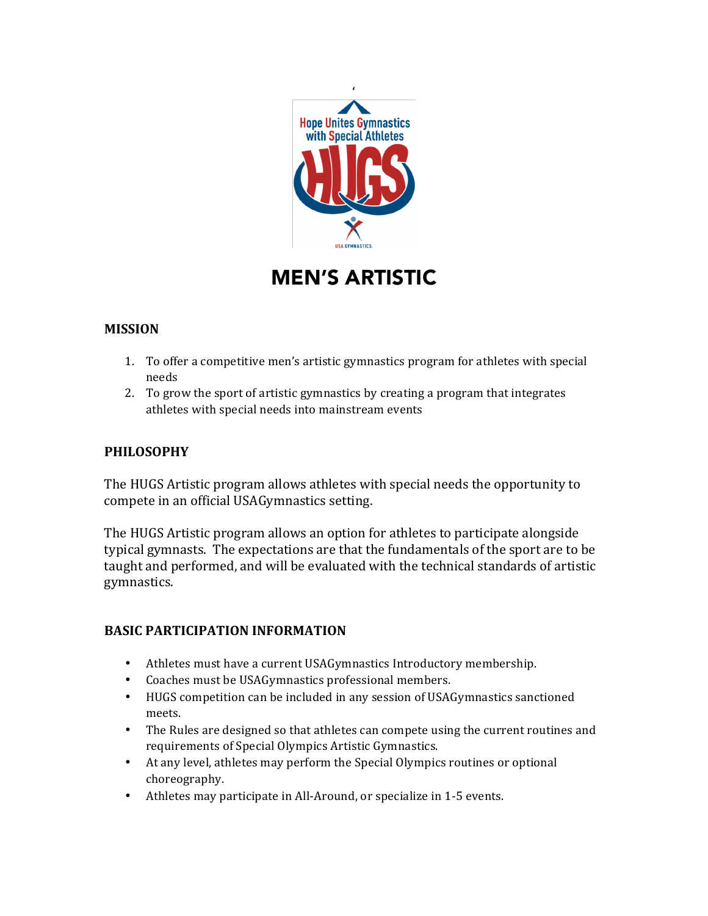# MEN'S ARTISTIC

## MISSION

1. To offer a competitive men's artistic gymnastics program for athletes with special needs
2. To grow the sport of artistic gymnastics by creating a program that integrates athletes with special needs into mainstream events

## PHILOSOPHY

The HUGS Artistic program allows athletes with special needs the opportunity to compete in an official USAGymnastics setting.

The HUGS Artistic program allows an option for athletes to participate alongside typical gymnasts. The expectations are that the fundamentals of the sport are to be taught and performed, and will be evaluated with the technical standards of artistic gymnastics.

## BASIC PARTICIPATION INFORMATION

- Athletes must have a current USAGymnastics Introductory membership.
- Coaches must be USAGymnastics professional members.
- HUGS competition can be included in any session of USAGymnastics sanctioned meets.
- The Rules are designed so that athletes can compete using the current routines and requirements of Special Olympics Artistic Gymnastics.
- At any level, athletes may perform the Special Olympics routines or optional choreography.
- Athletes may participate in All-Around, or specialize in 1-5 events.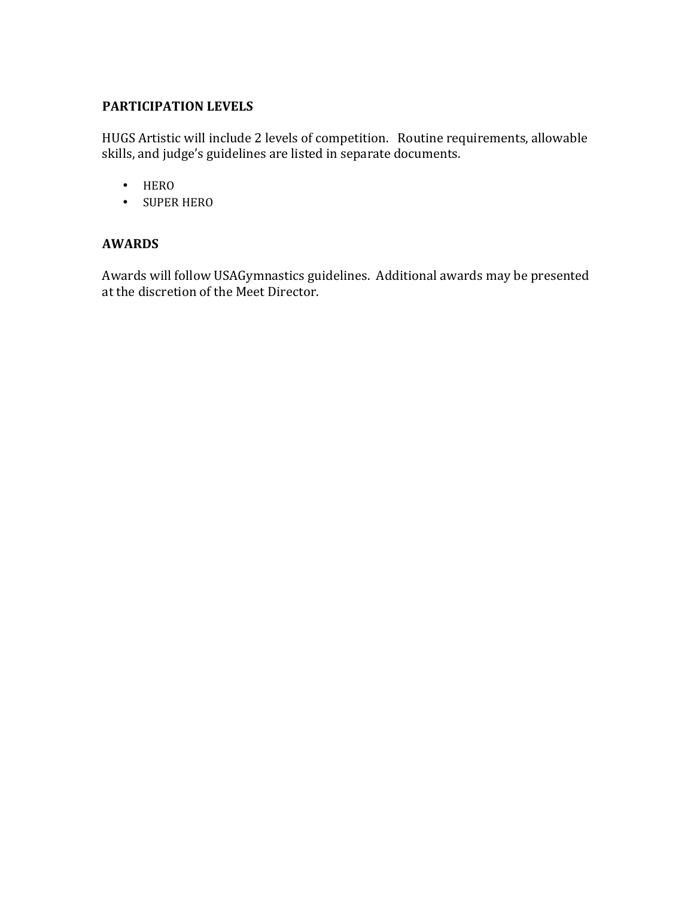## PARTICIPATION LEVELS

HUGS Artistic will include 2 levels of competition. Routine requirements, allowable skills, and judge's guidelines are listed in separate documents.

- HERO
- SUPER HERO

## AWARDS

Awards will follow USAGymnastics guidelines. Additional awards may be presented at the discretion of the Meet Director.